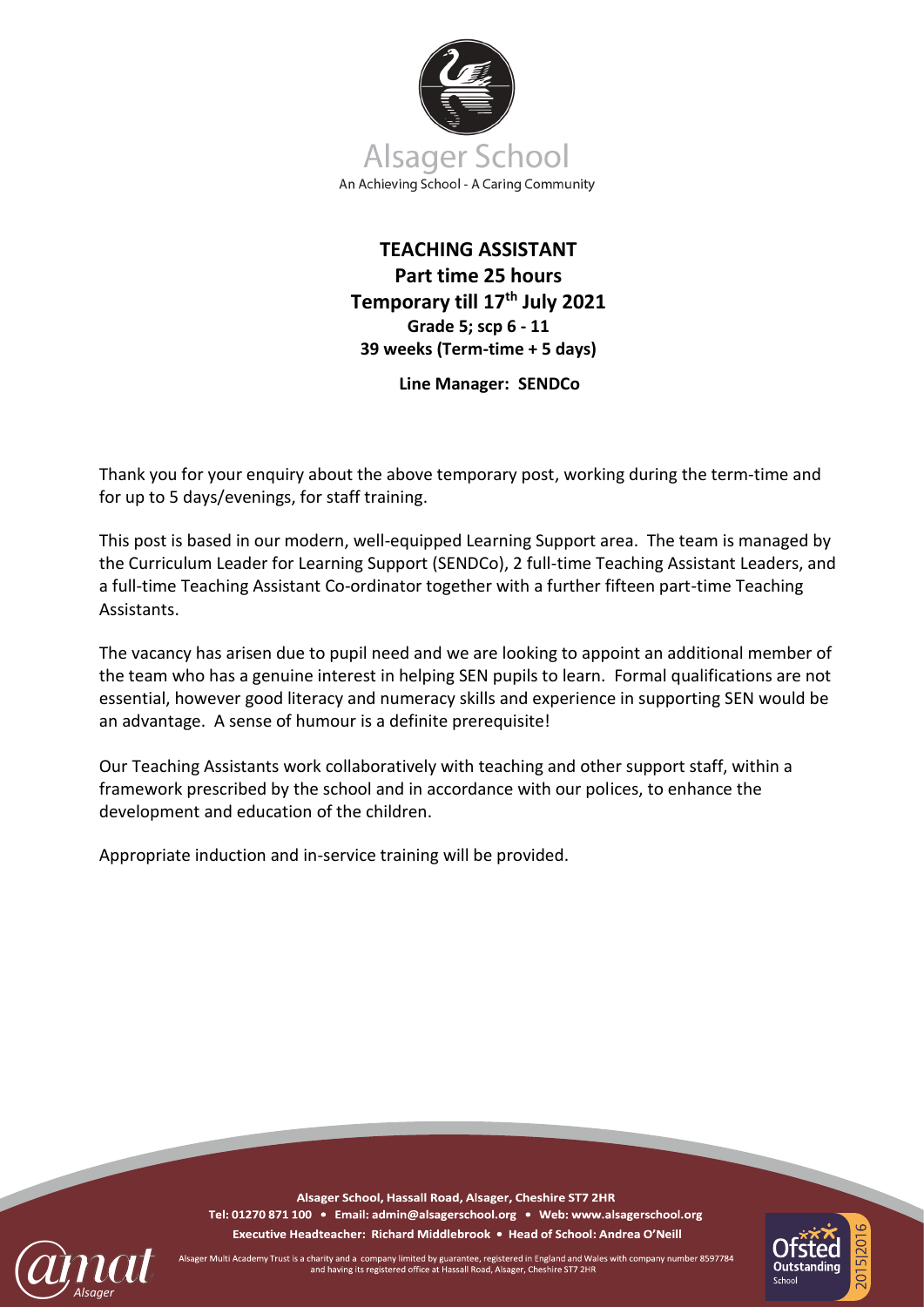Alsager School

An Achieving School - A Caring Community

**TEACHING ASSISTANT**
**Part time 25 hours**
**Temporary till 17th July 2021**
**Grade 5; scp 6 - 11**
**39 weeks (Term-time + 5 days)**

**Line Manager: SENDCo**

Thank you for your enquiry about the above temporary post, working during the term-time and for up to 5 days/evenings, for staff training.

This post is based in our modern, well-equipped Learning Support area. The team is managed by the Curriculum Leader for Learning Support (SENDCo), 2 full-time Teaching Assistant Leaders, and a full-time Teaching Assistant Co-ordinator together with a further fifteen part-time Teaching Assistants.

The vacancy has arisen due to pupil need and we are looking to appoint an additional member of the team who has a genuine interest in helping SEN pupils to learn. Formal qualifications are not essential, however good literacy and numeracy skills and experience in supporting SEN would be an advantage. A sense of humour is a definite prerequisite!

Our Teaching Assistants work collaboratively with teaching and other support staff, within a framework prescribed by the school and in accordance with our polices, to enhance the development and education of the children.

Appropriate induction and in-service training will be provided.

**Alsager School, Hassall Road, Alsager, Cheshire ST7 2HR**
**Tel: 01270 871 100 • Email: admin@alsagerschool.org • Web: www.alsagerschool.org**
**Executive Headteacher: Richard Middlebrook • Head of School: Andrea O'Neill**

Alsager Multi Academy Trust is a charity and a company limited by guarantee, registered in England and Wales with company number 8597784 and having its registered office at Hassall Road, Alsager, Cheshire ST7 2HR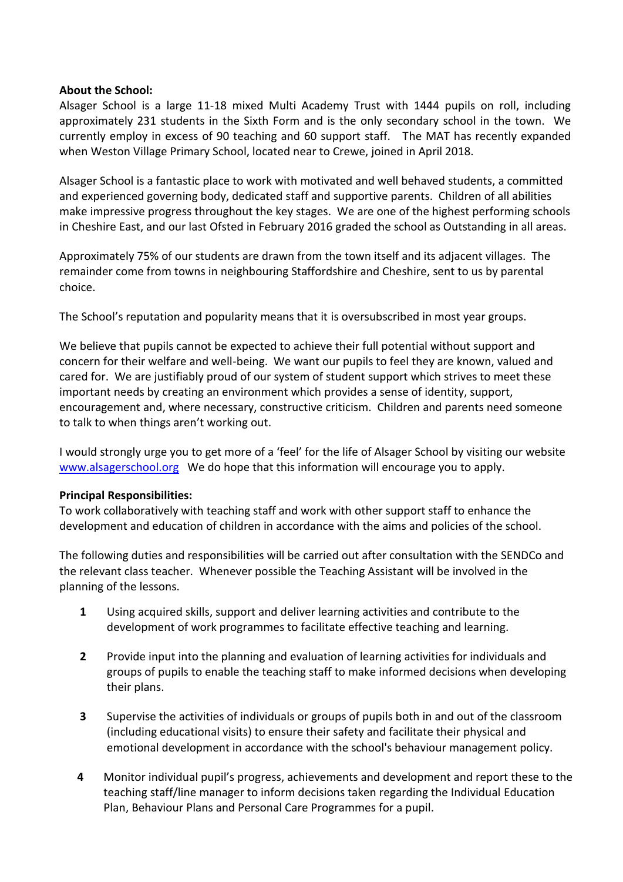**About the School:**

Alsager School is a large 11-18 mixed Multi Academy Trust with 1444 pupils on roll, including approximately 231 students in the Sixth Form and is the only secondary school in the town. We currently employ in excess of 90 teaching and 60 support staff. The MAT has recently expanded when Weston Village Primary School, located near to Crewe, joined in April 2018.

Alsager School is a fantastic place to work with motivated and well behaved students, a committed and experienced governing body, dedicated staff and supportive parents. Children of all abilities make impressive progress throughout the key stages. We are one of the highest performing schools in Cheshire East, and our last Ofsted in February 2016 graded the school as Outstanding in all areas.

Approximately 75% of our students are drawn from the town itself and its adjacent villages. The remainder come from towns in neighbouring Staffordshire and Cheshire, sent to us by parental choice.

The School's reputation and popularity means that it is oversubscribed in most year groups.

We believe that pupils cannot be expected to achieve their full potential without support and concern for their welfare and well-being. We want our pupils to feel they are known, valued and cared for. We are justifiably proud of our system of student support which strives to meet these important needs by creating an environment which provides a sense of identity, support, encouragement and, where necessary, constructive criticism. Children and parents need someone to talk to when things aren't working out.

I would strongly urge you to get more of a 'feel' for the life of Alsager School by visiting our website [www.alsagerschool.org](http://www.alsagerschool.org) We do hope that this information will encourage you to apply.

**Principal Responsibilities:**

To work collaboratively with teaching staff and work with other support staff to enhance the development and education of children in accordance with the aims and policies of the school.

The following duties and responsibilities will be carried out after consultation with the SENDCo and the relevant class teacher. Whenever possible the Teaching Assistant will be involved in the planning of the lessons.

1. Using acquired skills, support and deliver learning activities and contribute to the development of work programmes to facilitate effective teaching and learning.

2. Provide input into the planning and evaluation of learning activities for individuals and groups of pupils to enable the teaching staff to make informed decisions when developing their plans.

3. Supervise the activities of individuals or groups of pupils both in and out of the classroom (including educational visits) to ensure their safety and facilitate their physical and emotional development in accordance with the school's behaviour management policy.

4. Monitor individual pupil's progress, achievements and development and report these to the teaching staff/line manager to inform decisions taken regarding the Individual Education Plan, Behaviour Plans and Personal Care Programmes for a pupil.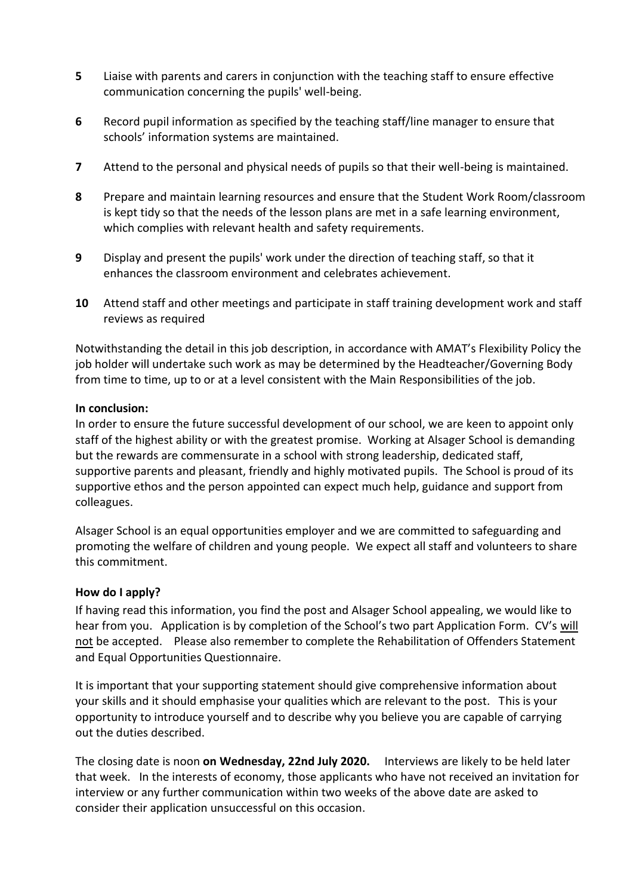5. Liaise with parents and carers in conjunction with the teaching staff to ensure effective communication concerning the pupils' well-being.

6. Record pupil information as specified by the teaching staff/line manager to ensure that schools' information systems are maintained.

7. Attend to the personal and physical needs of pupils so that their well-being is maintained.

8. Prepare and maintain learning resources and ensure that the Student Work Room/classroom is kept tidy so that the needs of the lesson plans are met in a safe learning environment, which complies with relevant health and safety requirements.

9. Display and present the pupils' work under the direction of teaching staff, so that it enhances the classroom environment and celebrates achievement.

10. Attend staff and other meetings and participate in staff training development work and staff reviews as required

Notwithstanding the detail in this job description, in accordance with AMAT's Flexibility Policy the job holder will undertake such work as may be determined by the Headteacher/Governing Body from time to time, up to or at a level consistent with the Main Responsibilities of the job.

**In conclusion:**

In order to ensure the future successful development of our school, we are keen to appoint only staff of the highest ability or with the greatest promise. Working at Alsager School is demanding but the rewards are commensurate in a school with strong leadership, dedicated staff, supportive parents and pleasant, friendly and highly motivated pupils. The School is proud of its supportive ethos and the person appointed can expect much help, guidance and support from colleagues.

Alsager School is an equal opportunities employer and we are committed to safeguarding and promoting the welfare of children and young people. We expect all staff and volunteers to share this commitment.

**How do I apply?**

If having read this information, you find the post and Alsager School appealing, we would like to hear from you. Application is by completion of the School's two part Application Form. CV's will not be accepted. Please also remember to complete the Rehabilitation of Offenders Statement and Equal Opportunities Questionnaire.

It is important that your supporting statement should give comprehensive information about your skills and it should emphasise your qualities which are relevant to the post. This is your opportunity to introduce yourself and to describe why you believe you are capable of carrying out the duties described.

The closing date is noon **on Wednesday, 22nd July 2020.** Interviews are likely to be held later that week. In the interests of economy, those applicants who have not received an invitation for interview or any further communication within two weeks of the above date are asked to consider their application unsuccessful on this occasion.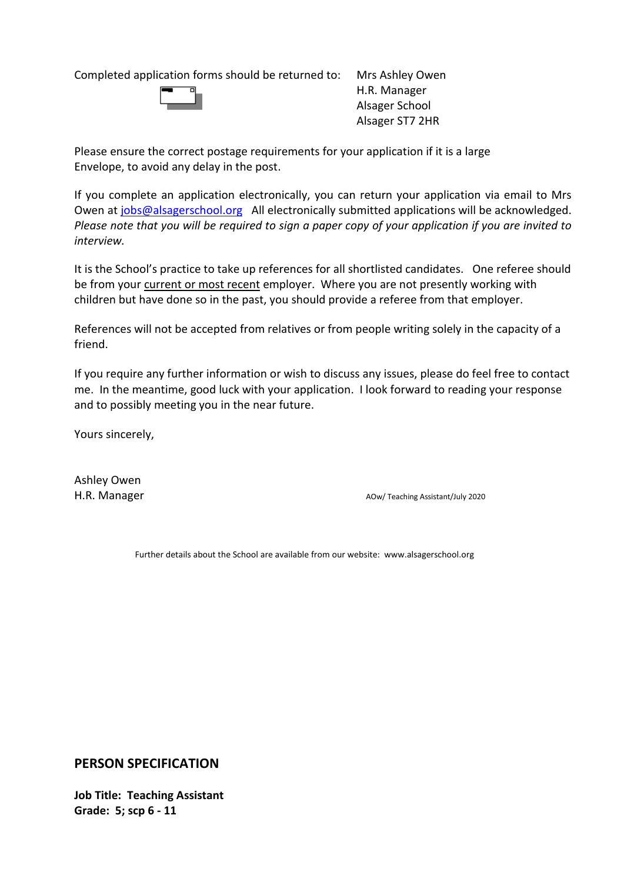Completed application forms should be returned to:

Mrs Ashley Owen
H.R. Manager
Alsager School
Alsager ST7 2HR

Please ensure the correct postage requirements for your application if it is a large Envelope, to avoid any delay in the post.

If you complete an application electronically, you can return your application via email to Mrs Owen at jobs@alsagerschool.org All electronically submitted applications will be acknowledged. *Please note that you will be required to sign a paper copy of your application if you are invited to interview.*

It is the School's practice to take up references for all shortlisted candidates. One referee should be from your current or most recent employer. Where you are not presently working with children but have done so in the past, you should provide a referee from that employer.

References will not be accepted from relatives or from people writing solely in the capacity of a friend.

If you require any further information or wish to discuss any issues, please do feel free to contact me. In the meantime, good luck with your application. I look forward to reading your response and to possibly meeting you in the near future.

Yours sincerely,

Ashley Owen
H.R. Manager

AOw/ Teaching Assistant/July 2020

Further details about the School are available from our website: www.alsagerschool.org

## PERSON SPECIFICATION

**Job Title: Teaching Assistant**
**Grade: 5; scp 6 - 11**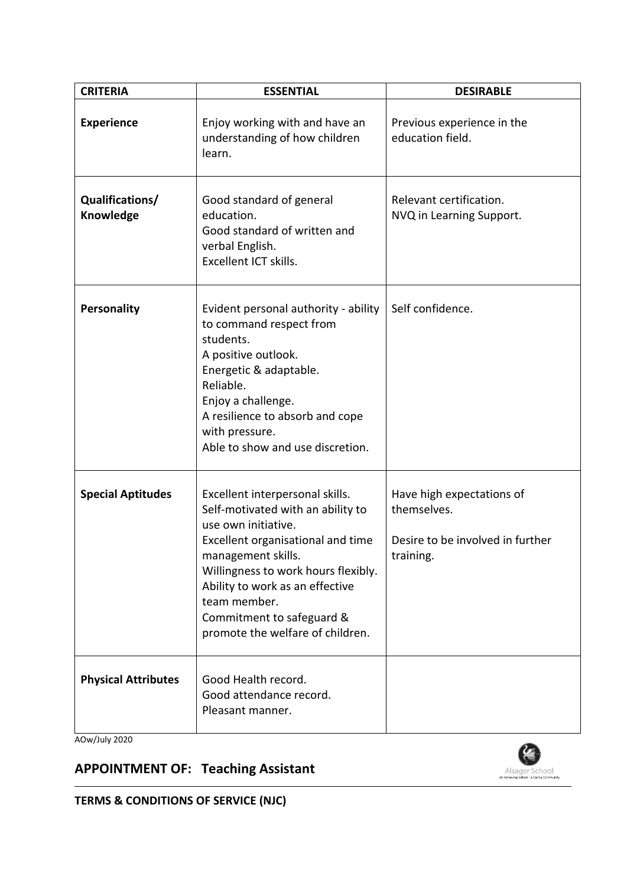| CRITERIA | ESSENTIAL | DESIRABLE |
| --- | --- | --- |
| **Experience** | Enjoy working with and have an understanding of how children learn. | Previous experience in the education field. |
| **Qualifications/ Knowledge** | Good standard of general education.<br>Good standard of written and verbal English.<br>Excellent ICT skills. | Relevant certification.<br>NVQ in Learning Support. |
| **Personality** | Evident personal authority - ability to command respect from students.<br>A positive outlook.<br>Energetic & adaptable.<br>Reliable.<br>Enjoy a challenge.<br>A resilience to absorb and cope with pressure.<br>Able to show and use discretion. | Self confidence. |
| **Special Aptitudes** | Excellent interpersonal skills.<br>Self-motivated with an ability to use own initiative.<br>Excellent organisational and time management skills.<br>Willingness to work hours flexibly.<br>Ability to work as an effective team member.<br>Commitment to safeguard & promote the welfare of children. | Have high expectations of themselves.<br><br>Desire to be involved in further training. |
| **Physical Attributes** | Good Health record.<br>Good attendance record.<br>Pleasant manner. | |

AOw/July 2020

## APPOINTMENT OF: Teaching Assistant

**TERMS & CONDITIONS OF SERVICE (NJC)**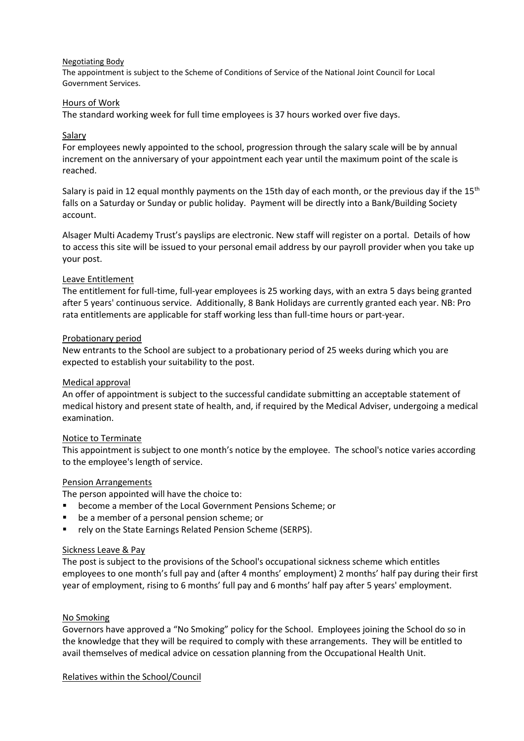## Negotiating Body

The appointment is subject to the Scheme of Conditions of Service of the National Joint Council for Local Government Services.

## Hours of Work

The standard working week for full time employees is 37 hours worked over five days.

## Salary

For employees newly appointed to the school, progression through the salary scale will be by annual increment on the anniversary of your appointment each year until the maximum point of the scale is reached.

Salary is paid in 12 equal monthly payments on the 15th day of each month, or the previous day if the 15th falls on a Saturday or Sunday or public holiday. Payment will be directly into a Bank/Building Society account.

Alsager Multi Academy Trust's payslips are electronic. New staff will register on a portal. Details of how to access this site will be issued to your personal email address by our payroll provider when you take up your post.

## Leave Entitlement

The entitlement for full-time, full-year employees is 25 working days, with an extra 5 days being granted after 5 years' continuous service. Additionally, 8 Bank Holidays are currently granted each year. NB: Pro rata entitlements are applicable for staff working less than full-time hours or part-year.

## Probationary period

New entrants to the School are subject to a probationary period of 25 weeks during which you are expected to establish your suitability to the post.

## Medical approval

An offer of appointment is subject to the successful candidate submitting an acceptable statement of medical history and present state of health, and, if required by the Medical Adviser, undergoing a medical examination.

## Notice to Terminate

This appointment is subject to one month's notice by the employee. The school's notice varies according to the employee's length of service.

## Pension Arrangements

The person appointed will have the choice to:

- become a member of the Local Government Pensions Scheme; or
- be a member of a personal pension scheme; or
- rely on the State Earnings Related Pension Scheme (SERPS).

## Sickness Leave & Pay

The post is subject to the provisions of the School's occupational sickness scheme which entitles employees to one month's full pay and (after 4 months' employment) 2 months' half pay during their first year of employment, rising to 6 months' full pay and 6 months' half pay after 5 years' employment.

## No Smoking

Governors have approved a "No Smoking" policy for the School. Employees joining the School do so in the knowledge that they will be required to comply with these arrangements. They will be entitled to avail themselves of medical advice on cessation planning from the Occupational Health Unit.

## Relatives within the School/Council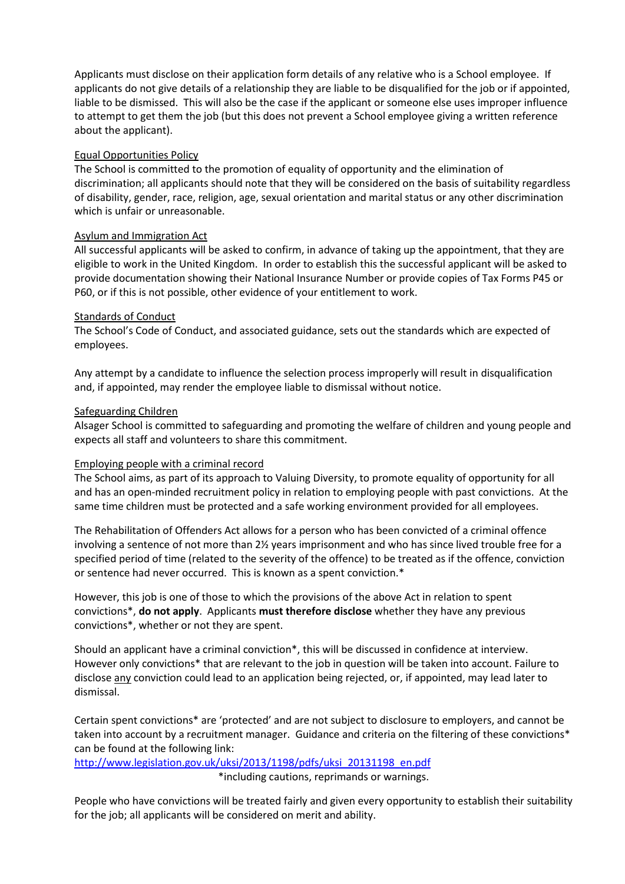Applicants must disclose on their application form details of any relative who is a School employee. If applicants do not give details of a relationship they are liable to be disqualified for the job or if appointed, liable to be dismissed. This will also be the case if the applicant or someone else uses improper influence to attempt to get them the job (but this does not prevent a School employee giving a written reference about the applicant).

<u>Equal Opportunities Policy</u>
The School is committed to the promotion of equality of opportunity and the elimination of discrimination; all applicants should note that they will be considered on the basis of suitability regardless of disability, gender, race, religion, age, sexual orientation and marital status or any other discrimination which is unfair or unreasonable.

<u>Asylum and Immigration Act</u>
All successful applicants will be asked to confirm, in advance of taking up the appointment, that they are eligible to work in the United Kingdom. In order to establish this the successful applicant will be asked to provide documentation showing their National Insurance Number or provide copies of Tax Forms P45 or P60, or if this is not possible, other evidence of your entitlement to work.

<u>Standards of Conduct</u>
The School's Code of Conduct, and associated guidance, sets out the standards which are expected of employees.

Any attempt by a candidate to influence the selection process improperly will result in disqualification and, if appointed, may render the employee liable to dismissal without notice.

<u>Safeguarding Children</u>
Alsager School is committed to safeguarding and promoting the welfare of children and young people and expects all staff and volunteers to share this commitment.

<u>Employing people with a criminal record</u>
The School aims, as part of its approach to Valuing Diversity, to promote equality of opportunity for all and has an open-minded recruitment policy in relation to employing people with past convictions. At the same time children must be protected and a safe working environment provided for all employees.

The Rehabilitation of Offenders Act allows for a person who has been convicted of a criminal offence involving a sentence of not more than 2½ years imprisonment and who has since lived trouble free for a specified period of time (related to the severity of the offence) to be treated as if the offence, conviction or sentence had never occurred. This is known as a spent conviction.*

However, this job is one of those to which the provisions of the above Act in relation to spent convictions*, **do not apply**. Applicants **must therefore disclose** whether they have any previous convictions*, whether or not they are spent.

Should an applicant have a criminal conviction*, this will be discussed in confidence at interview. However only convictions* that are relevant to the job in question will be taken into account. Failure to disclose <u>any</u> conviction could lead to an application being rejected, or, if appointed, may lead later to dismissal.

Certain spent convictions* are 'protected' and are not subject to disclosure to employers, and cannot be taken into account by a recruitment manager. Guidance and criteria on the filtering of these convictions* can be found at the following link:
[http://www.legislation.gov.uk/uksi/2013/1198/pdfs/uksi_20131198_en.pdf](http://www.legislation.gov.uk/uksi/2013/1198/pdfs/uksi_20131198_en.pdf)
*including cautions, reprimands or warnings.

People who have convictions will be treated fairly and given every opportunity to establish their suitability for the job; all applicants will be considered on merit and ability.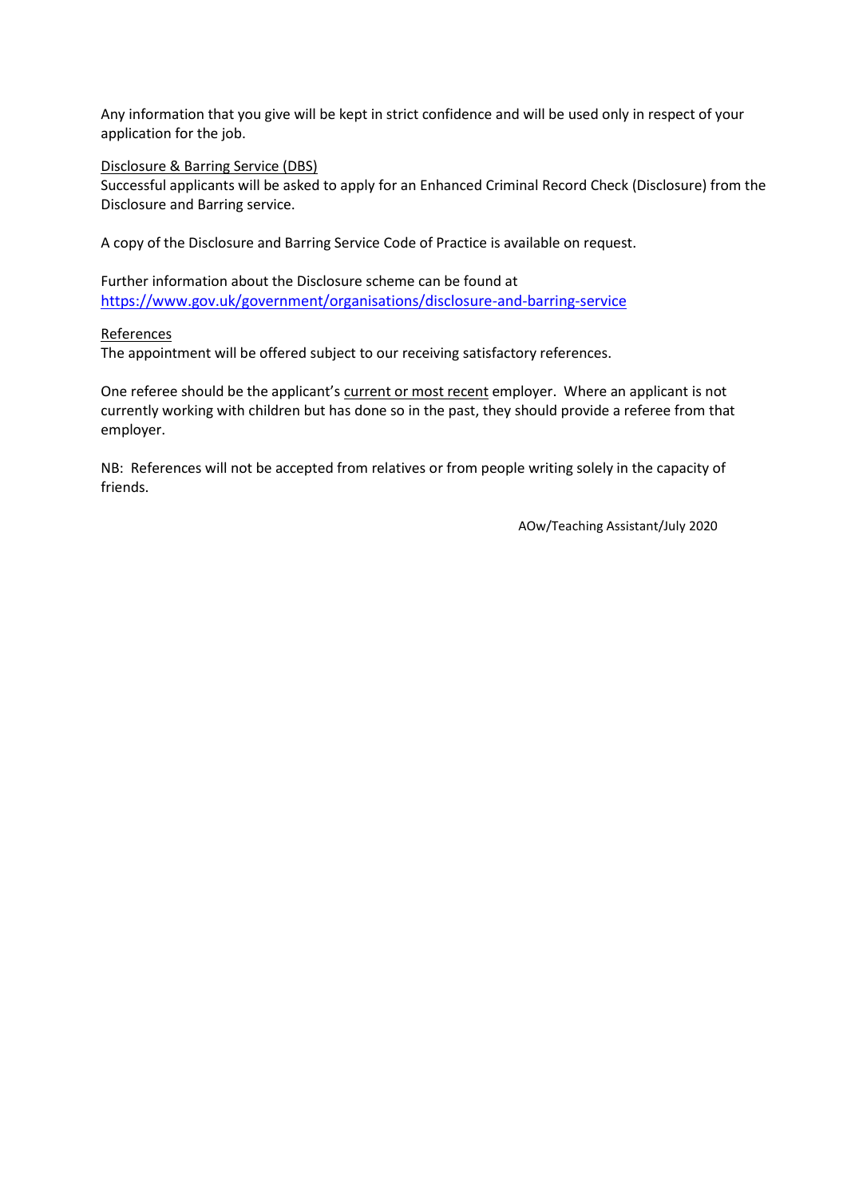Any information that you give will be kept in strict confidence and will be used only in respect of your application for the job.

<u>Disclosure & Barring Service (DBS)</u>
Successful applicants will be asked to apply for an Enhanced Criminal Record Check (Disclosure) from the Disclosure and Barring service.

A copy of the Disclosure and Barring Service Code of Practice is available on request.

Further information about the Disclosure scheme can be found at
https://www.gov.uk/government/organisations/disclosure-and-barring-service

<u>References</u>
The appointment will be offered subject to our receiving satisfactory references.

One referee should be the applicant's <u>current or most recent</u> employer. Where an applicant is not currently working with children but has done so in the past, they should provide a referee from that employer.

NB: References will not be accepted from relatives or from people writing solely in the capacity of friends.

AOw/Teaching Assistant/July 2020